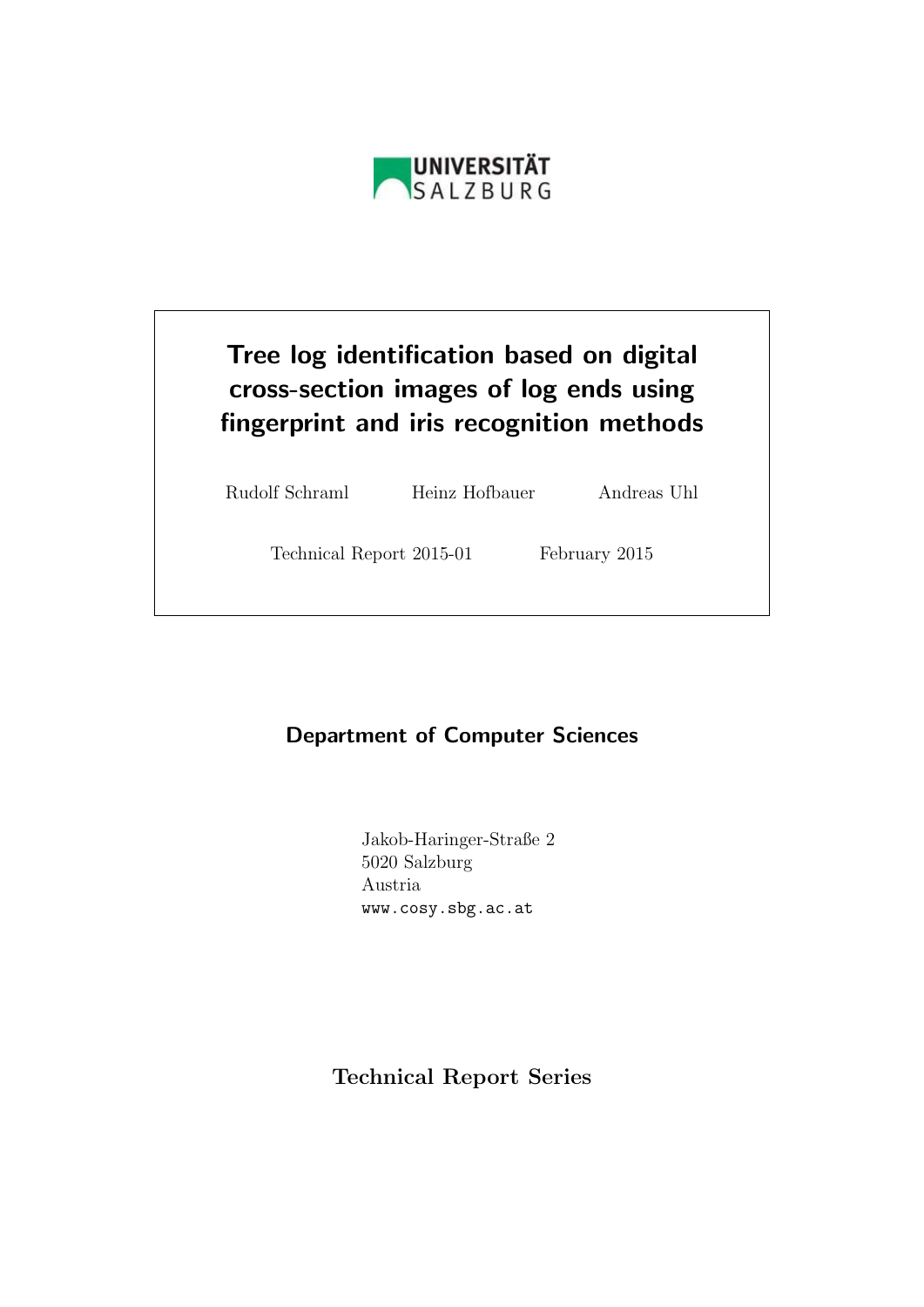UNIVERSITÄT SALZBURG

# Tree log identification based on digital cross-section images of log ends using fingerprint and iris recognition methods

Rudolf Schraml Heinz Hofbauer Andreas Uhl

Technical Report 2015-01 February 2015

## Department of Computer Sciences

Jakob-Haringer-Straße 2
5020 Salzburg
Austria
www.cosy.sbg.ac.at

**Technical Report Series**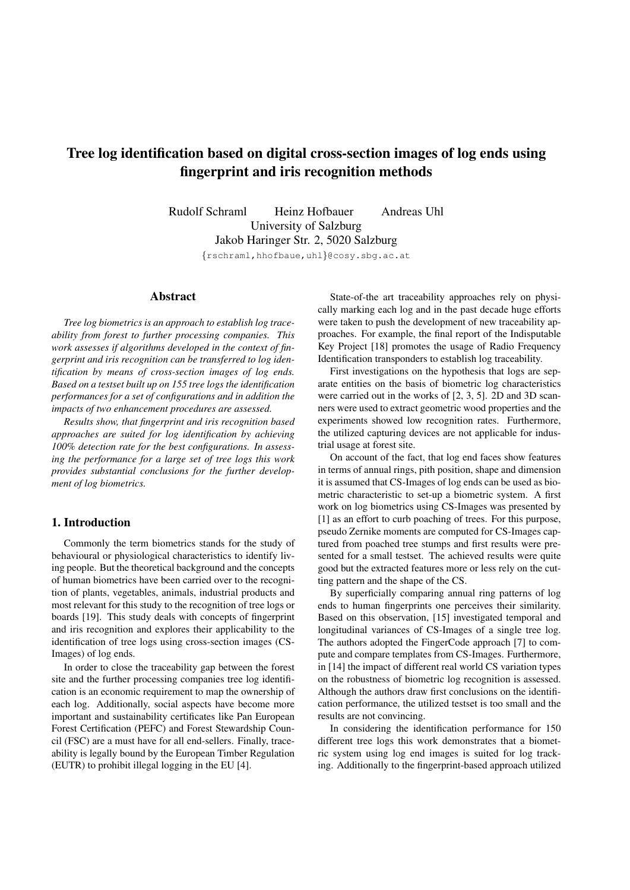# Tree log identification based on digital cross-section images of log ends using fingerprint and iris recognition methods

Rudolf Schraml   Heinz Hofbauer   Andreas Uhl
University of Salzburg
Jakob Haringer Str. 2, 5020 Salzburg
{rschraml,hhofbaue,uhl}@cosy.sbg.ac.at

## Abstract

*Tree log biometrics is an approach to establish log traceability from forest to further processing companies. This work assesses if algorithms developed in the context of fingerprint and iris recognition can be transferred to log identification by means of cross-section images of log ends. Based on a testset built up on 155 tree logs the identification performances for a set of configurations and in addition the impacts of two enhancement procedures are assessed.*

*Results show, that fingerprint and iris recognition based approaches are suited for log identification by achieving 100% detection rate for the best configurations. In assessing the performance for a large set of tree logs this work provides substantial conclusions for the further development of log biometrics.*

## 1. Introduction

Commonly the term biometrics stands for the study of behavioural or physiological characteristics to identify living people. But the theoretical background and the concepts of human biometrics have been carried over to the recognition of plants, vegetables, animals, industrial products and most relevant for this study to the recognition of tree logs or boards [19]. This study deals with concepts of fingerprint and iris recognition and explores their applicability to the identification of tree logs using cross-section images (CS-Images) of log ends.

In order to close the traceability gap between the forest site and the further processing companies tree log identification is an economic requirement to map the ownership of each log. Additionally, social aspects have become more important and sustainability certificates like Pan European Forest Certification (PEFC) and Forest Stewardship Council (FSC) are a must have for all end-sellers. Finally, traceability is legally bound by the European Timber Regulation (EUTR) to prohibit illegal logging in the EU [4].

State-of-the art traceability approaches rely on physically marking each log and in the past decade huge efforts were taken to push the development of new traceability approaches. For example, the final report of the Indisputable Key Project [18] promotes the usage of Radio Frequency Identification transponders to establish log traceability.

First investigations on the hypothesis that logs are separate entities on the basis of biometric log characteristics were carried out in the works of [2, 3, 5]. 2D and 3D scanners were used to extract geometric wood properties and the experiments showed low recognition rates. Furthermore, the utilized capturing devices are not applicable for industrial usage at forest site.

On account of the fact, that log end faces show features in terms of annual rings, pith position, shape and dimension it is assumed that CS-Images of log ends can be used as biometric characteristic to set-up a biometric system. A first work on log biometrics using CS-Images was presented by [1] as an effort to curb poaching of trees. For this purpose, pseudo Zernike moments are computed for CS-Images captured from poached tree stumps and first results were presented for a small testset. The achieved results were quite good but the extracted features more or less rely on the cutting pattern and the shape of the CS.

By superficially comparing annual ring patterns of log ends to human fingerprints one perceives their similarity. Based on this observation, [15] investigated temporal and longitudinal variances of CS-Images of a single tree log. The authors adopted the FingerCode approach [7] to compute and compare templates from CS-Images. Furthermore, in [14] the impact of different real world CS variation types on the robustness of biometric log recognition is assessed. Although the authors draw first conclusions on the identification performance, the utilized testset is too small and the results are not convincing.

In considering the identification performance for 150 different tree logs this work demonstrates that a biometric system using log end images is suited for log tracking. Additionally to the fingerprint-based approach utilized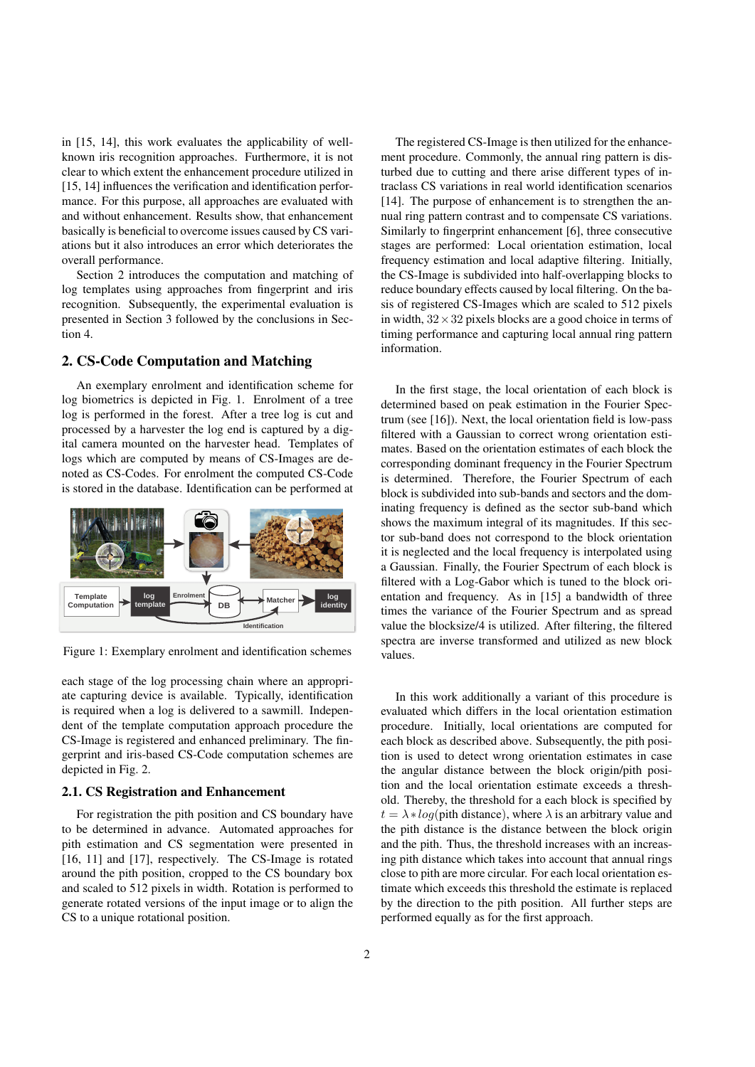in [15, 14], this work evaluates the applicability of well-known iris recognition approaches. Furthermore, it is not clear to which extent the enhancement procedure utilized in [15, 14] influences the verification and identification performance. For this purpose, all approaches are evaluated with and without enhancement. Results show, that enhancement basically is beneficial to overcome issues caused by CS variations but it also introduces an error which deteriorates the overall performance.

Section 2 introduces the computation and matching of log templates using approaches from fingerprint and iris recognition. Subsequently, the experimental evaluation is presented in Section 3 followed by the conclusions in Section 4.

## 2. CS-Code Computation and Matching

An exemplary enrolment and identification scheme for log biometrics is depicted in Fig. 1. Enrolment of a tree log is performed in the forest. After a tree log is cut and processed by a harvester the log end is captured by a digital camera mounted on the harvester head. Templates of logs which are computed by means of CS-Images are denoted as CS-Codes. For enrolment the computed CS-Code is stored in the database. Identification can be performed at each stage of the log processing chain where an appropriate capturing device is available. Typically, identification is required when a log is delivered to a sawmill. Independent of the template computation approach procedure the CS-Image is registered and enhanced preliminary. The fingerprint and iris-based CS-Code computation schemes are depicted in Fig. 2.

Figure 1: Exemplary enrolment and identification schemes

### 2.1. CS Registration and Enhancement

For registration the pith position and CS boundary have to be determined in advance. Automated approaches for pith estimation and CS segmentation were presented in [16, 11] and [17], respectively. The CS-Image is rotated around the pith position, cropped to the CS boundary box and scaled to 512 pixels in width. Rotation is performed to generate rotated versions of the input image or to align the CS to a unique rotational position.

The registered CS-Image is then utilized for the enhancement procedure. Commonly, the annual ring pattern is disturbed due to cutting and there arise different types of intraclass CS variations in real world identification scenarios [14]. The purpose of enhancement is to strengthen the annual ring pattern contrast and to compensate CS variations. Similarly to fingerprint enhancement [6], three consecutive stages are performed: Local orientation estimation, local frequency estimation and local adaptive filtering. Initially, the CS-Image is subdivided into half-overlapping blocks to reduce boundary effects caused by local filtering. On the basis of registered CS-Images which are scaled to 512 pixels in width, $32 \times 32$ pixels blocks are a good choice in terms of timing performance and capturing local annual ring pattern information.

In the first stage, the local orientation of each block is determined based on peak estimation in the Fourier Spectrum (see [16]). Next, the local orientation field is low-pass filtered with a Gaussian to correct wrong orientation estimates. Based on the orientation estimates of each block the corresponding dominant frequency in the Fourier Spectrum is determined. Therefore, the Fourier Spectrum of each block is subdivided into sub-bands and sectors and the dominating frequency is defined as the sector sub-band which shows the maximum integral of its magnitudes. If this sector sub-band does not correspond to the block orientation it is neglected and the local frequency is interpolated using a Gaussian. Finally, the Fourier Spectrum of each block is filtered with a Log-Gabor which is tuned to the block orientation and frequency. As in [15] a bandwidth of three times the variance of the Fourier Spectrum and as spread value the blocksize/4 is utilized. After filtering, the filtered spectra are inverse transformed and utilized as new block values.

In this work additionally a variant of this procedure is evaluated which differs in the local orientation estimation procedure. Initially, local orientations are computed for each block as described above. Subsequently, the pith position is used to detect wrong orientation estimates in case the angular distance between the block origin/pith position and the local orientation estimate exceeds a threshold. Thereby, the threshold for a each block is specified by $t = \lambda * log(\text{pith distance})$, where $\lambda$ is an arbitrary value and the pith distance is the distance between the block origin and the pith. Thus, the threshold increases with an increasing pith distance which takes into account that annual rings close to pith are more circular. For each local orientation estimate which exceeds this threshold the estimate is replaced by the direction to the pith position. All further steps are performed equally as for the first approach.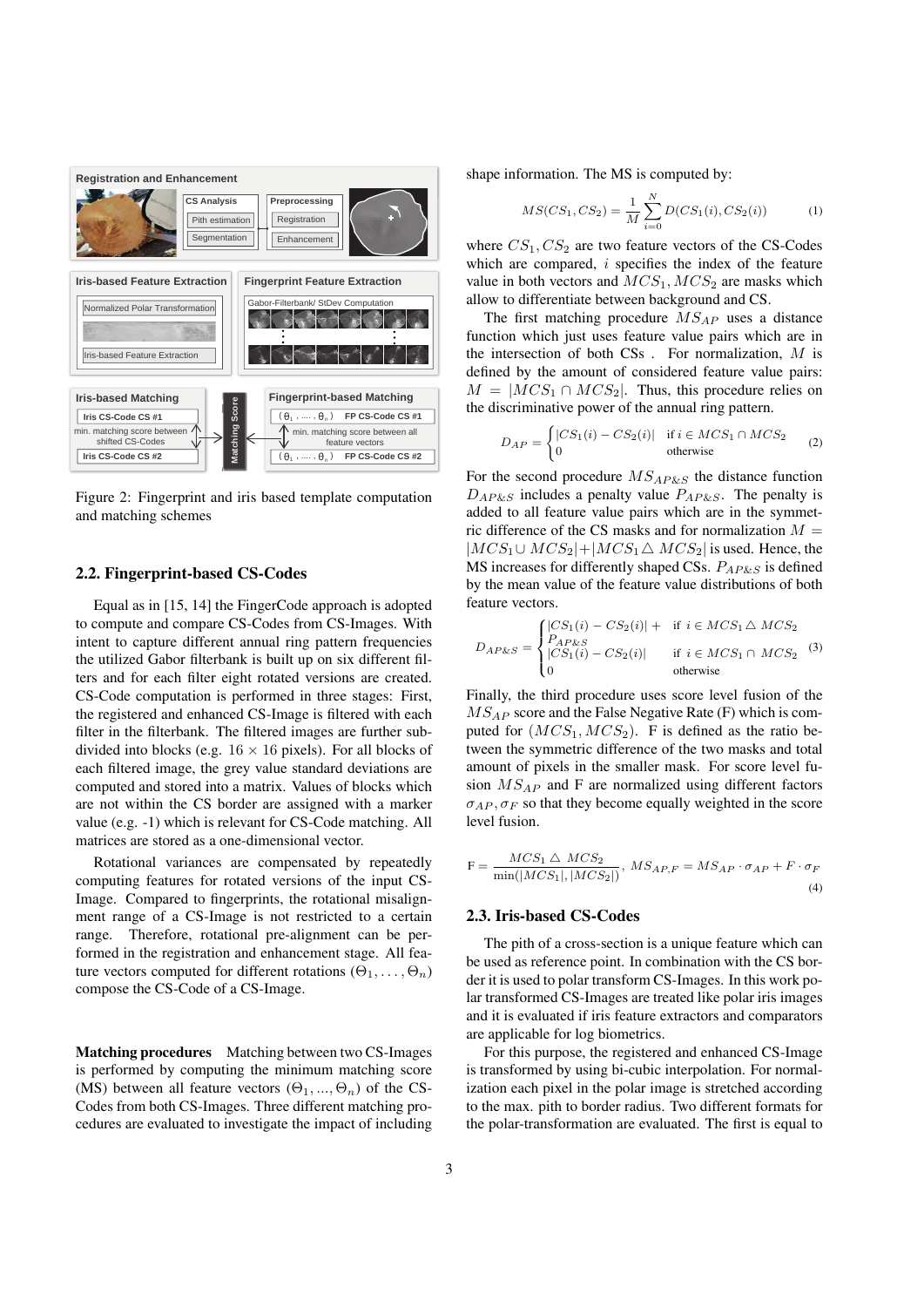Figure 2: Fingerprint and iris based template computation and matching schemes

## 2.2. Fingerprint-based CS-Codes

Equal as in [15, 14] the FingerCode approach is adopted to compute and compare CS-Codes from CS-Images. With intent to capture different annual ring pattern frequencies the utilized Gabor filterbank is built up on six different filters and for each filter eight rotated versions are created. CS-Code computation is performed in three stages: First, the registered and enhanced CS-Image is filtered with each filter in the filterbank. The filtered images are further subdivided into blocks (e.g. $16 \times 16$ pixels). For all blocks of each filtered image, the grey value standard deviations are computed and stored into a matrix. Values of blocks which are not within the CS border are assigned with a marker value (e.g. -1) which is relevant for CS-Code matching. All matrices are stored as a one-dimensional vector.

Rotational variances are compensated by repeatedly computing features for rotated versions of the input CS-Image. Compared to fingerprints, the rotational misalignment range of a CS-Image is not restricted to a certain range. Therefore, rotational pre-alignment can be performed in the registration and enhancement stage. All feature vectors computed for different rotations $(\Theta_1, \ldots, \Theta_n)$ compose the CS-Code of a CS-Image.

**Matching procedures** Matching between two CS-Images is performed by computing the minimum matching score (MS) between all feature vectors $(\Theta_1, ..., \Theta_n)$ of the CS-Codes from both CS-Images. Three different matching procedures are evaluated to investigate the impact of including shape information. The MS is computed by:

$$MS(CS_1, CS_2) = \frac{1}{M} \sum_{i=0}^{N} D(CS_1(i), CS_2(i)) \quad (1)$$

where $CS_1, CS_2$ are two feature vectors of the CS-Codes which are compared, $i$ specifies the index of the feature value in both vectors and $MCS_1, MCS_2$ are masks which allow to differentiate between background and CS.

The first matching procedure $MS_{AP}$ uses a distance function which just uses feature value pairs which are in the intersection of both CSs . For normalization, $M$ is defined by the amount of considered feature value pairs: $M = |MCS_1 \cap MCS_2|$. Thus, this procedure relies on the discriminative power of the annual ring pattern.

$$D_{AP} = \begin{cases} |CS_1(i) - CS_2(i)| & \text{if } i \in MCS_1 \cap MCS_2 \\ 0 & \text{otherwise} \end{cases} \quad (2)$$

For the second procedure $MS_{AP\&S}$ the distance function $D_{AP\&S}$ includes a penalty value $P_{AP\&S}$. The penalty is added to all feature value pairs which are in the symmetric difference of the CS masks and for normalization $M = |MCS_1 \cup MCS_2| + |MCS_1 \triangle MCS_2|$ is used. Hence, the MS increases for differently shaped CSs. $P_{AP\&S}$ is defined by the mean value of the feature value distributions of both feature vectors.

$$D_{AP\&S} = \begin{cases} |CS_1(i) - CS_2(i)| + P_{AP\&S} & \text{if } i \in MCS_1 \triangle MCS_2 \\ |CS_1(i) - CS_2(i)| & \text{if } i \in MCS_1 \cap MCS_2 \\ 0 & \text{otherwise} \end{cases} \quad (3)$$

Finally, the third procedure uses score level fusion of the $MS_{AP}$ score and the False Negative Rate (F) which is computed for $(MCS_1, MCS_2)$. F is defined as the ratio between the symmetric difference of the two masks and total amount of pixels in the smaller mask. For score level fusion $MS_{AP}$ and F are normalized using different factors $\sigma_{AP}, \sigma_F$ so that they become equally weighted in the score level fusion.

$$\mathrm{F} = \frac{MCS_1 \triangle MCS_2}{\min(|MCS_1|, |MCS_2|)}, \; MS_{AP,F} = MS_{AP} \cdot \sigma_{AP} + F \cdot \sigma_F \quad (4)$$

## 2.3. Iris-based CS-Codes

The pith of a cross-section is a unique feature which can be used as reference point. In combination with the CS border it is used to polar transform CS-Images. In this work polar transformed CS-Images are treated like polar iris images and it is evaluated if iris feature extractors and comparators are applicable for log biometrics.

For this purpose, the registered and enhanced CS-Image is transformed by using bi-cubic interpolation. For normalization each pixel in the polar image is stretched according to the max. pith to border radius. Two different formats for the polar-transformation are evaluated. The first is equal to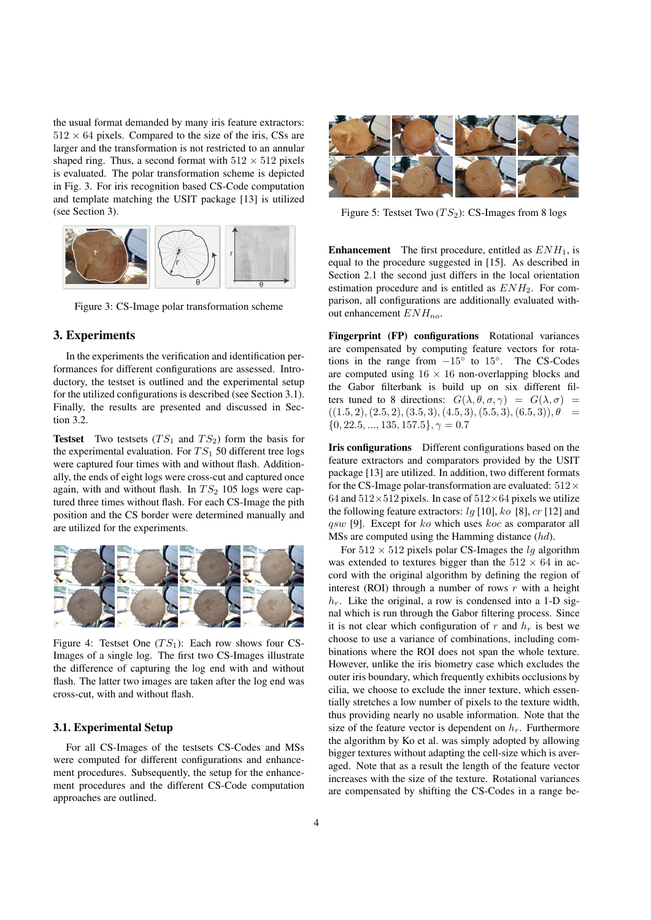the usual format demanded by many iris feature extractors: $512 \times 64$ pixels. Compared to the size of the iris, CSs are larger and the transformation is not restricted to an annular shaped ring. Thus, a second format with $512 \times 512$ pixels is evaluated. The polar transformation scheme is depicted in Fig. 3. For iris recognition based CS-Code computation and template matching the USIT package [13] is utilized (see Section 3).

Figure 3: CS-Image polar transformation scheme

## 3. Experiments

In the experiments the verification and identification performances for different configurations are assessed. Introductory, the testset is outlined and the experimental setup for the utilized configurations is described (see Section 3.1). Finally, the results are presented and discussed in Section 3.2.

**Testset** Two testsets ($TS_1$ and $TS_2$) form the basis for the experimental evaluation. For $TS_1$ 50 different tree logs were captured four times with and without flash. Additionally, the ends of eight logs were cross-cut and captured once again, with and without flash. In $TS_2$ 105 logs were captured three times without flash. For each CS-Image the pith position and the CS border were determined manually and are utilized for the experiments.

Figure 4: Testset One ($TS_1$): Each row shows four CS-Images of a single log. The first two CS-Images illustrate the difference of capturing the log end with and without flash. The latter two images are taken after the log end was cross-cut, with and without flash.

### 3.1. Experimental Setup

For all CS-Images of the testsets CS-Codes and MSs were computed for different configurations and enhancement procedures. Subsequently, the setup for the enhancement procedures and the different CS-Code computation approaches are outlined.

Figure 5: Testset Two ($TS_2$): CS-Images from 8 logs

**Enhancement** The first procedure, entitled as $ENH_1$, is equal to the procedure suggested in [15]. As described in Section 2.1 the second just differs in the local orientation estimation procedure and is entitled as $ENH_2$. For comparison, all configurations are additionally evaluated without enhancement $ENH_{no}$.

**Fingerprint (FP) configurations** Rotational variances are compensated by computing feature vectors for rotations in the range from $-15°$ to $15°$. The CS-Codes are computed using $16 \times 16$ non-overlapping blocks and the Gabor filterbank is build up on six different filters tuned to 8 directions: $G(\lambda, \theta, \sigma, \gamma) = G(\lambda, \sigma) = ((1.5, 2), (2.5, 2), (3.5, 3), (4.5, 3), (5.5, 3), (6.5, 3)), \theta = \{0, 22.5, ..., 135, 157.5\}, \gamma = 0.7$

**Iris configurations** Different configurations based on the feature extractors and comparators provided by the USIT package [13] are utilized. In addition, two different formats for the CS-Image polar-transformation are evaluated: $512 \times 64$ and $512 \times 512$ pixels. In case of $512 \times 64$ pixels we utilize the following feature extractors: $lg$ [10], $ko$ [8], $cr$ [12] and $qsw$ [9]. Except for $ko$ which uses $koc$ as comparator all MSs are computed using the Hamming distance ($hd$).

For $512 \times 512$ pixels polar CS-Images the $lg$ algorithm was extended to textures bigger than the $512 \times 64$ in accord with the original algorithm by defining the region of interest (ROI) through a number of rows $r$ with a height $h_r$. Like the original, a row is condensed into a 1-D signal which is run through the Gabor filtering process. Since it is not clear which configuration of $r$ and $h_r$ is best we choose to use a variance of combinations, including combinations where the ROI does not span the whole texture. However, unlike the iris biometry case which excludes the outer iris boundary, which frequently exhibits occlusions by cilia, we choose to exclude the inner texture, which essentially stretches a low number of pixels to the texture width, thus providing nearly no usable information. Note that the size of the feature vector is dependent on $h_r$. Furthermore the algorithm by Ko et al. was simply adopted by allowing bigger textures without adapting the cell-size which is averaged. Note that as a result the length of the feature vector increases with the size of the texture. Rotational variances are compensated by shifting the CS-Codes in a range be-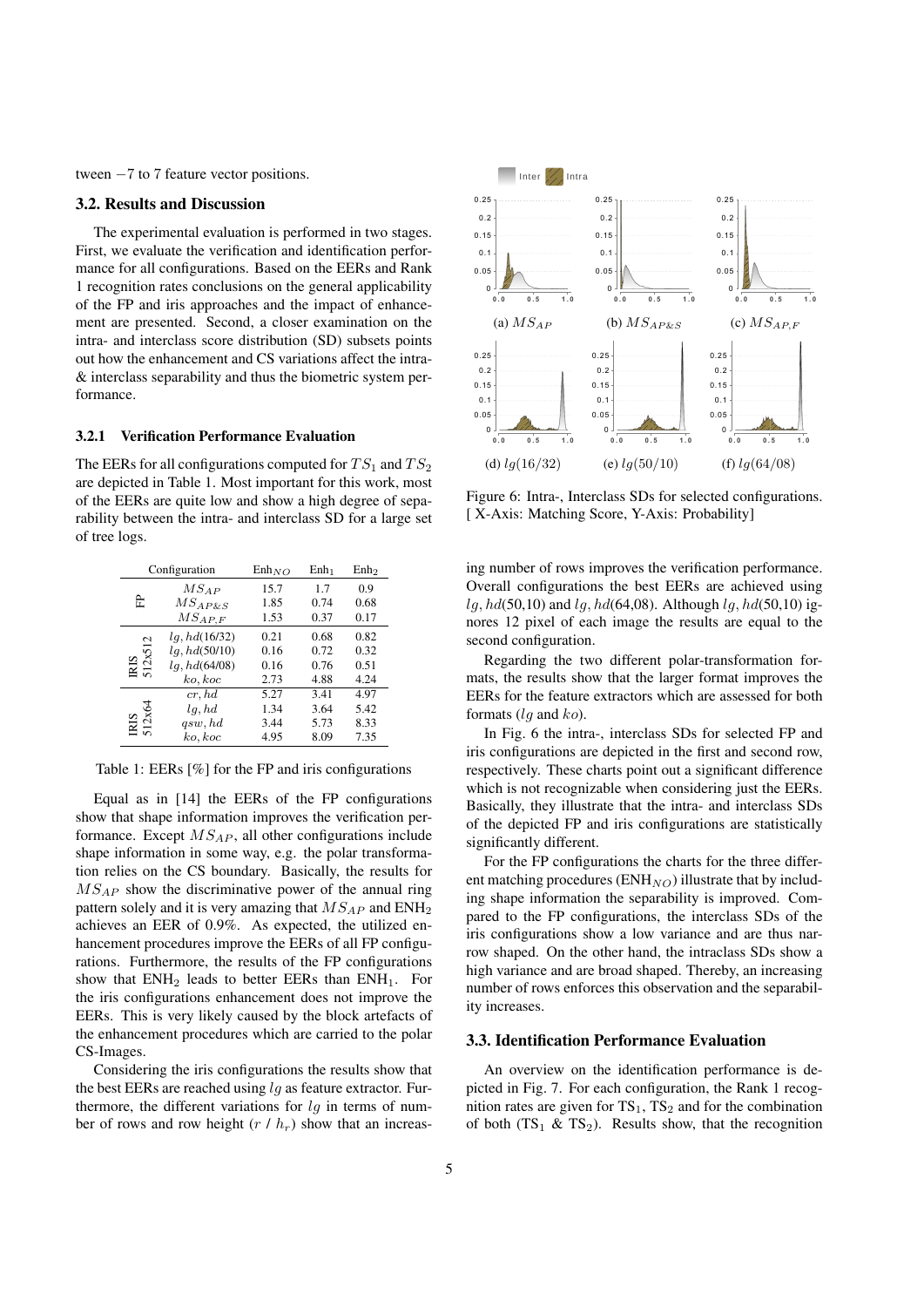tween −7 to 7 feature vector positions.

### 3.2. Results and Discussion

The experimental evaluation is performed in two stages. First, we evaluate the verification and identification performance for all configurations. Based on the EERs and Rank 1 recognition rates conclusions on the general applicability of the FP and iris approaches and the impact of enhancement are presented. Second, a closer examination on the intra- and interclass score distribution (SD) subsets points out how the enhancement and CS variations affect the intra- & interclass separability and thus the biometric system performance.

#### 3.2.1 Verification Performance Evaluation

The EERs for all configurations computed for $TS_1$ and $TS_2$ are depicted in Table 1. Most important for this work, most of the EERs are quite low and show a high degree of separability between the intra- and interclass SD for a large set of tree logs.

| Configuration | | $\mathrm{Enh}_{NO}$ | $\mathrm{Enh}_1$ | $\mathrm{Enh}_2$ |
|---|---|---|---|---|
| FP | $MS_{AP}$ | 15.7 | 1.7 | 0.9 |
| | $MS_{AP\&S}$ | 1.85 | 0.74 | 0.68 |
| | $MS_{AP,F}$ | 1.53 | 0.37 | 0.17 |
| IRIS 512x512 | $lg, hd$(16/32) | 0.21 | 0.68 | 0.82 |
| | $lg, hd$(50/10) | 0.16 | 0.72 | 0.32 |
| | $lg, hd$(64/08) | 0.16 | 0.76 | 0.51 |
| | $ko, koc$ | 2.73 | 4.88 | 4.24 |
| IRIS 512x64 | $cr, hd$ | 5.27 | 3.41 | 4.97 |
| | $lg, hd$ | 1.34 | 3.64 | 5.42 |
| | $qsw, hd$ | 3.44 | 5.73 | 8.33 |
| | $ko, koc$ | 4.95 | 8.09 | 7.35 |

Table 1: EERs [%] for the FP and iris configurations

Equal as in [14] the EERs of the FP configurations show that shape information improves the verification performance. Except $MS_{AP}$, all other configurations include shape information in some way, e.g. the polar transformation relies on the CS boundary. Basically, the results for $MS_{AP}$ show the discriminative power of the annual ring pattern solely and it is very amazing that $MS_{AP}$ and $\mathrm{ENH}_2$ achieves an EER of 0.9%. As expected, the utilized enhancement procedures improve the EERs of all FP configurations. Furthermore, the results of the FP configurations show that $\mathrm{ENH}_2$ leads to better EERs than $\mathrm{ENH}_1$. For the iris configurations enhancement does not improve the EERs. This is very likely caused by the block artefacts of the enhancement procedures which are carried to the polar CS-Images.

Considering the iris configurations the results show that the best EERs are reached using $lg$ as feature extractor. Furthermore, the different variations for $lg$ in terms of number of rows and row height ($r$ / $h_r$) show that an increasing number of rows improves the verification performance. Overall configurations the best EERs are achieved using $lg, hd$(50,10) and $lg, hd$(64,08). Although $lg, hd$(50,10) ignores 12 pixel of each image the results are equal to the second configuration.

Regarding the two different polar-transformation formats, the results show that the larger format improves the EERs for the feature extractors which are assessed for both formats ($lg$ and $ko$).

Figure 6: Intra-, Interclass SDs for selected configurations. [ X-Axis: Matching Score, Y-Axis: Probability]

(a) $MS_{AP}$ (b) $MS_{AP\&S}$ (c) $MS_{AP,F}$ (d) $lg(16/32)$ (e) $lg(50/10)$ (f) $lg(64/08)$

In Fig. 6 the intra-, interclass SDs for selected FP and iris configurations are depicted in the first and second row, respectively. These charts point out a significant difference which is not recognizable when considering just the EERs. Basically, they illustrate that the intra- and interclass SDs of the depicted FP and iris configurations are statistically significantly different.

For the FP configurations the charts for the three different matching procedures ($\mathrm{ENH}_{NO}$) illustrate that by including shape information the separability is improved. Compared to the FP configurations, the interclass SDs of the iris configurations show a low variance and are thus narrow shaped. On the other hand, the intraclass SDs show a high variance and are broad shaped. Thereby, an increasing number of rows enforces this observation and the separability increases.

### 3.3. Identification Performance Evaluation

An overview on the identification performance is depicted in Fig. 7. For each configuration, the Rank 1 recognition rates are given for $\mathrm{TS}_1$, $\mathrm{TS}_2$ and for the combination of both ($\mathrm{TS}_1$ & $\mathrm{TS}_2$). Results show, that the recognition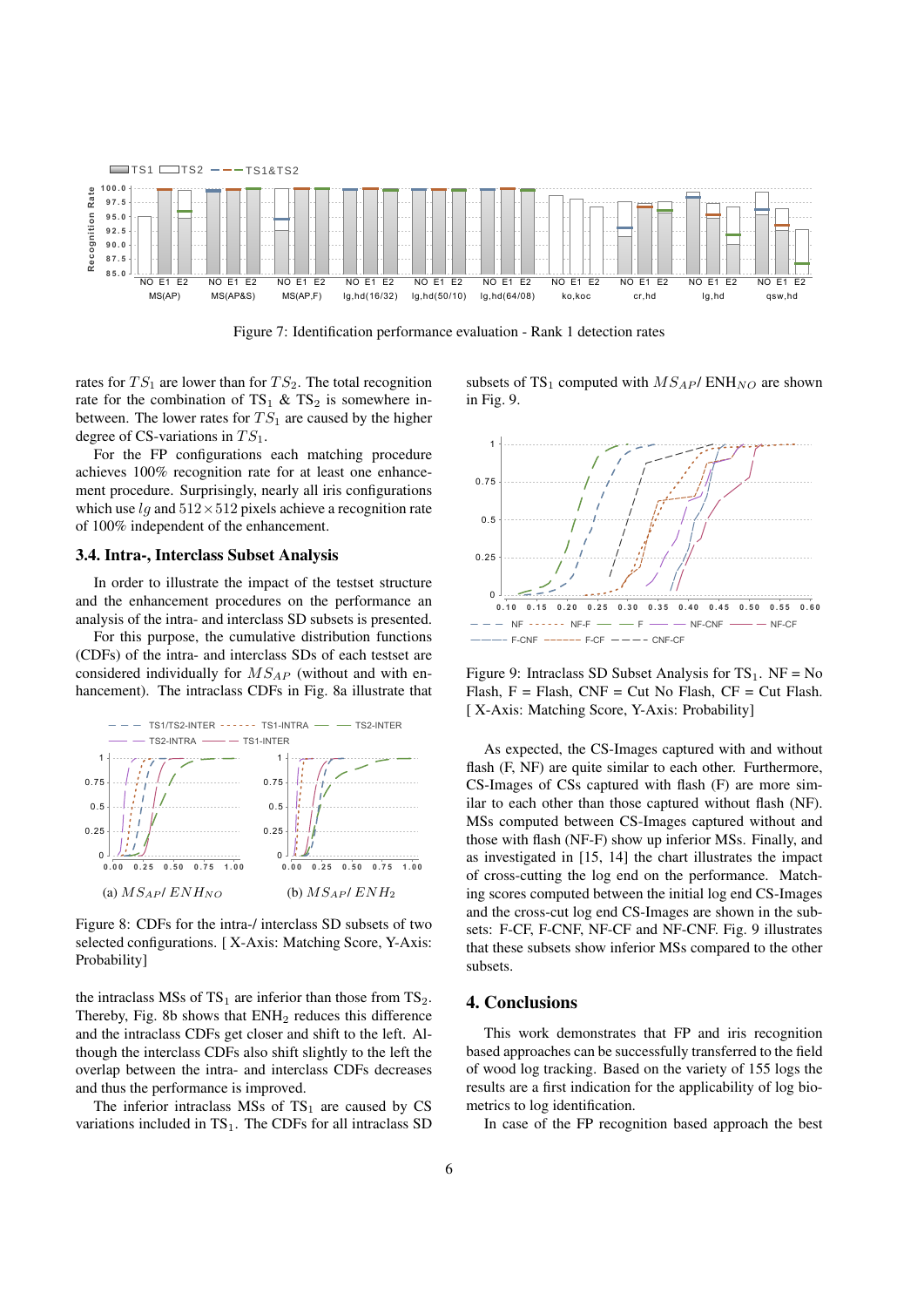Figure 7: Identification performance evaluation - Rank 1 detection rates

rates for $TS_1$ are lower than for $TS_2$. The total recognition rate for the combination of $TS_1$ & $TS_2$ is somewhere in-between. The lower rates for $TS_1$ are caused by the higher degree of CS-variations in $TS_1$.

For the FP configurations each matching procedure achieves 100% recognition rate for at least one enhancement procedure. Surprisingly, nearly all iris configurations which use $lg$ and $512 \times 512$ pixels achieve a recognition rate of 100% independent of the enhancement.

### 3.4. Intra-, Interclass Subset Analysis

In order to illustrate the impact of the testset structure and the enhancement procedures on the performance an analysis of the intra- and interclass SD subsets is presented.

For this purpose, the cumulative distribution functions (CDFs) of the intra- and interclass SDs of each testset are considered individually for $MS_{AP}$ (without and with enhancement). The intraclass CDFs in Fig. 8a illustrate that

(a) $MS_{AP}$/ $ENH_{NO}$ (b) $MS_{AP}$/ $ENH_2$

Figure 8: CDFs for the intra-/ interclass SD subsets of two selected configurations. [ X-Axis: Matching Score, Y-Axis: Probability]

the intraclass MSs of $TS_1$ are inferior than those from $TS_2$. Thereby, Fig. 8b shows that $ENH_2$ reduces this difference and the intraclass CDFs get closer and shift to the left. Although the interclass CDFs also shift slightly to the left the overlap between the intra- and interclass CDFs decreases and thus the performance is improved.

The inferior intraclass MSs of $TS_1$ are caused by CS variations included in $TS_1$. The CDFs for all intraclass SD subsets of $TS_1$ computed with $MS_{AP}$/ $ENH_{NO}$ are shown in Fig. 9.

Figure 9: Intraclass SD Subset Analysis for $TS_1$. NF = No Flash, F = Flash, CNF = Cut No Flash, CF = Cut Flash. [ X-Axis: Matching Score, Y-Axis: Probability]

As expected, the CS-Images captured with and without flash (F, NF) are quite similar to each other. Furthermore, CS-Images of CSs captured with flash (F) are more similar to each other than those captured without flash (NF). MSs computed between CS-Images captured without and those with flash (NF-F) show up inferior MSs. Finally, and as investigated in [15, 14] the chart illustrates the impact of cross-cutting the log end on the performance. Matching scores computed between the initial log end CS-Images and the cross-cut log end CS-Images are shown in the subsets: F-CF, F-CNF, NF-CF and NF-CNF. Fig. 9 illustrates that these subsets show inferior MSs compared to the other subsets.

## 4. Conclusions

This work demonstrates that FP and iris recognition based approaches can be successfully transferred to the field of wood log tracking. Based on the variety of 155 logs the results are a first indication for the applicability of log biometrics to log identification.

In case of the FP recognition based approach the best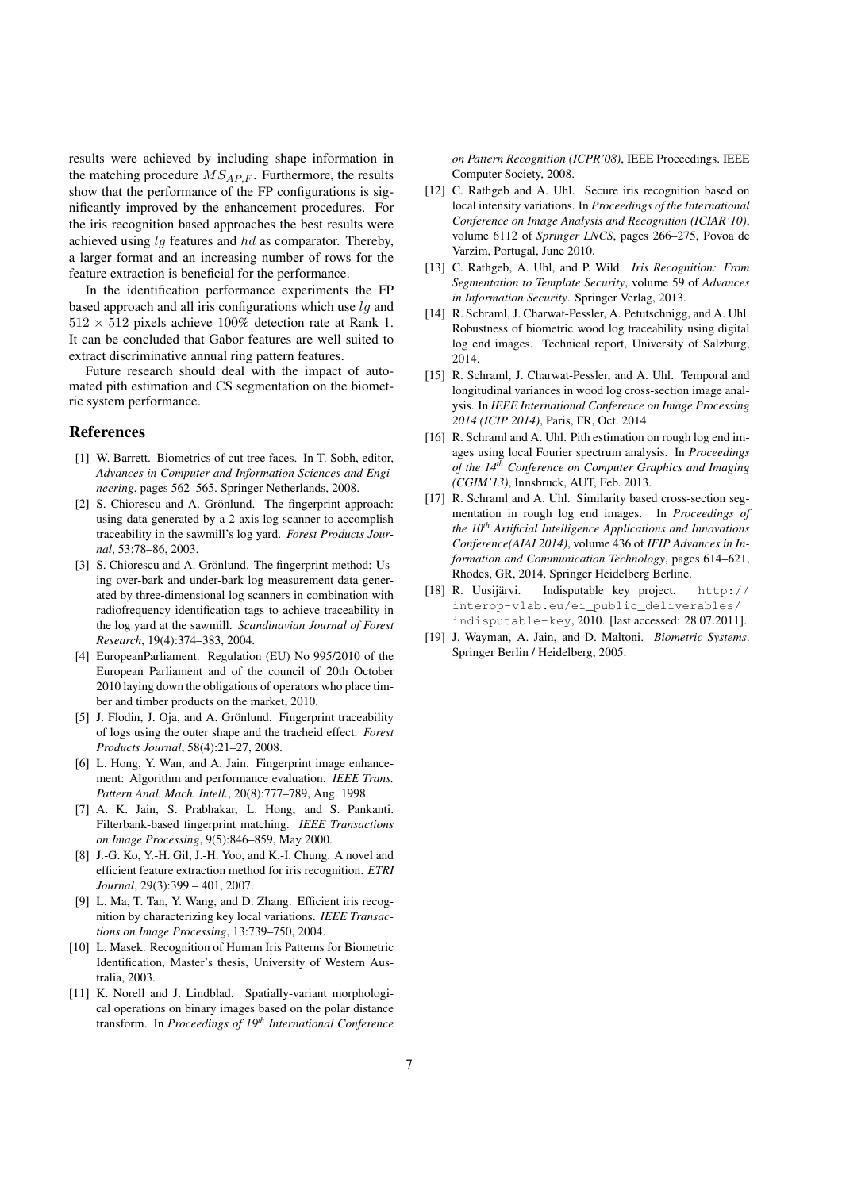results were achieved by including shape information in the matching procedure $MS_{AP,F}$. Furthermore, the results show that the performance of the FP configurations is significantly improved by the enhancement procedures. For the iris recognition based approaches the best results were achieved using $lg$ features and $hd$ as comparator. Thereby, a larger format and an increasing number of rows for the feature extraction is beneficial for the performance.

In the identification performance experiments the FP based approach and all iris configurations which use $lg$ and $512 \times 512$ pixels achieve 100% detection rate at Rank 1. It can be concluded that Gabor features are well suited to extract discriminative annual ring pattern features.

Future research should deal with the impact of automated pith estimation and CS segmentation on the biometric system performance.

## References

[1] W. Barrett. Biometrics of cut tree faces. In T. Sobh, editor, *Advances in Computer and Information Sciences and Engineering*, pages 562–565. Springer Netherlands, 2008.

[2] S. Chiorescu and A. Grönlund. The fingerprint approach: using data generated by a 2-axis log scanner to accomplish traceability in the sawmill's log yard. *Forest Products Journal*, 53:78–86, 2003.

[3] S. Chiorescu and A. Grönlund. The fingerprint method: Using over-bark and under-bark log measurement data generated by three-dimensional log scanners in combination with radiofrequency identification tags to achieve traceability in the log yard at the sawmill. *Scandinavian Journal of Forest Research*, 19(4):374–383, 2004.

[4] EuropeanParliament. Regulation (EU) No 995/2010 of the European Parliament and of the council of 20th October 2010 laying down the obligations of operators who place timber and timber products on the market, 2010.

[5] J. Flodin, J. Oja, and A. Grönlund. Fingerprint traceability of logs using the outer shape and the tracheid effect. *Forest Products Journal*, 58(4):21–27, 2008.

[6] L. Hong, Y. Wan, and A. Jain. Fingerprint image enhancement: Algorithm and performance evaluation. *IEEE Trans. Pattern Anal. Mach. Intell.*, 20(8):777–789, Aug. 1998.

[7] A. K. Jain, S. Prabhakar, L. Hong, and S. Pankanti. Filterbank-based fingerprint matching. *IEEE Transactions on Image Processing*, 9(5):846–859, May 2000.

[8] J.-G. Ko, Y.-H. Gil, J.-H. Yoo, and K.-I. Chung. A novel and efficient feature extraction method for iris recognition. *ETRI Journal*, 29(3):399 – 401, 2007.

[9] L. Ma, T. Tan, Y. Wang, and D. Zhang. Efficient iris recognition by characterizing key local variations. *IEEE Transactions on Image Processing*, 13:739–750, 2004.

[10] L. Masek. Recognition of Human Iris Patterns for Biometric Identification, Master's thesis, University of Western Australia, 2003.

[11] K. Norell and J. Lindblad. Spatially-variant morphological operations on binary images based on the polar distance transform. In *Proceedings of 19th International Conference on Pattern Recognition (ICPR'08)*, IEEE Proceedings. IEEE Computer Society, 2008.

[12] C. Rathgeb and A. Uhl. Secure iris recognition based on local intensity variations. In *Proceedings of the International Conference on Image Analysis and Recognition (ICIAR'10)*, volume 6112 of *Springer LNCS*, pages 266–275, Povoa de Varzim, Portugal, June 2010.

[13] C. Rathgeb, A. Uhl, and P. Wild. *Iris Recognition: From Segmentation to Template Security*, volume 59 of *Advances in Information Security*. Springer Verlag, 2013.

[14] R. Schraml, J. Charwat-Pessler, A. Petutschnigg, and A. Uhl. Robustness of biometric wood log traceability using digital log end images. Technical report, University of Salzburg, 2014.

[15] R. Schraml, J. Charwat-Pessler, and A. Uhl. Temporal and longitudinal variances in wood log cross-section image analysis. In *IEEE International Conference on Image Processing 2014 (ICIP 2014)*, Paris, FR, Oct. 2014.

[16] R. Schraml and A. Uhl. Pith estimation on rough log end images using local Fourier spectrum analysis. In *Proceedings of the 14th Conference on Computer Graphics and Imaging (CGIM'13)*, Innsbruck, AUT, Feb. 2013.

[17] R. Schraml and A. Uhl. Similarity based cross-section segmentation in rough log end images. In *Proceedings of the 10th Artificial Intelligence Applications and Innovations Conference(AIAI 2014)*, volume 436 of *IFIP Advances in Information and Communication Technology*, pages 614–621, Rhodes, GR, 2014. Springer Heidelberg Berline.

[18] R. Uusijärvi. Indisputable key project. http://interop-vlab.eu/ei_public_deliverables/indisputable-key, 2010. [last accessed: 28.07.2011].

[19] J. Wayman, A. Jain, and D. Maltoni. *Biometric Systems*. Springer Berlin / Heidelberg, 2005.